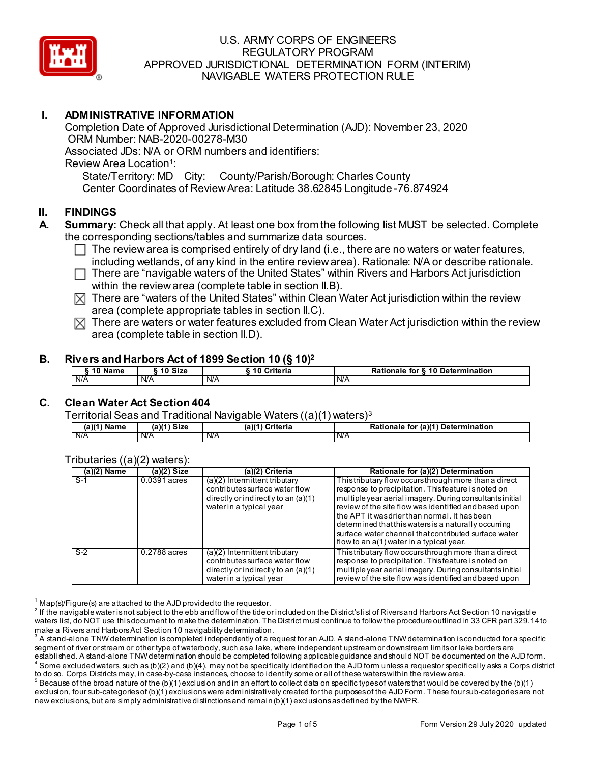# U.S. ARMY CORPS OF ENGINEERS
## REGULATORY PROGRAM
## APPROVED JURISDICTIONAL DETERMINATION FORM (INTERIM)
## NAVIGABLE WATERS PROTECTION RULE

## I. ADMINISTRATIVE INFORMATION

Completion Date of Approved Jurisdictional Determination (AJD): November 23, 2020
ORM Number: NAB-2020-00278-M30
Associated JDs: N/A or ORM numbers and identifiers:
Review Area Location[1]:
State/Territory: MD City: County/Parish/Borough: Charles County
Center Coordinates of Review Area: Latitude 38.62845 Longitude -76.874924

## II. FINDINGS

**A. Summary:** Check all that apply. At least one box from the following list MUST be selected. Complete the corresponding sections/tables and summarize data sources.

- ☐ The review area is comprised entirely of dry land (i.e., there are no waters or water features, including wetlands, of any kind in the entire review area). Rationale: N/A or describe rationale.
- ☐ There are "navigable waters of the United States" within Rivers and Harbors Act jurisdiction within the review area (complete table in section II.B).
- ☒ There are "waters of the United States" within Clean Water Act jurisdiction within the review area (complete appropriate tables in section II.C).
- ☒ There are waters or water features excluded from Clean Water Act jurisdiction within the review area (complete table in section II.D).

### B. Rivers and Harbors Act of 1899 Section 10 (§ 10)[2]

| § 10 Name | § 10 Size | § 10 Criteria | Rationale for § 10 Determination |
|---|---|---|---|
| N/A | N/A | N/A | N/A |

### C. Clean Water Act Section 404

Territorial Seas and Traditional Navigable Waters ((a)(1) waters)[3]

| (a)(1) Name | (a)(1) Size | (a)(1) Criteria | Rationale for (a)(1) Determination |
|---|---|---|---|
| N/A | N/A | N/A | N/A |

Tributaries ((a)(2) waters):

| (a)(2) Name | (a)(2) Size | (a)(2) Criteria | Rationale for (a)(2) Determination |
|---|---|---|---|
| S-1 | 0.0391 acres | (a)(2) Intermittent tributary contributes surface water flow directly or indirectly to an (a)(1) water in a typical year | This tributary flow occurs through more than a direct response to precipitation. This feature is noted on multiple year aerial imagery. During consultants initial review of the site flow was identified and based upon the APT it was drier than normal. It has been determined that this waters is a naturally occurring surface water channel that contributed surface water flow to an a(1) water in a typical year. |
| S-2 | 0.2788 acres | (a)(2) Intermittent tributary contributes surface water flow directly or indirectly to an (a)(1) water in a typical year | This tributary flow occurs through more than a direct response to precipitation. This feature is noted on multiple year aerial imagery. During consultants initial review of the site flow was identified and based upon |

[1] Map(s)/Figure(s) are attached to the AJD provided to the requestor.
[2] If the navigable water is not subject to the ebb and flow of the tide or included on the District's list of Rivers and Harbors Act Section 10 navigable waters list, do NOT use this document to make the determination. The District must continue to follow the procedure outlined in 33 CFR part 329.14 to make a Rivers and Harbors Act Section 10 navigability determination.
[3] A stand-alone TNW determination is completed independently of a request for an AJD. A stand-alone TNW determination is conducted for a specific segment of river or stream or other type of waterbody, such as a lake, where independent upstream or downstream limits or lake borders are established. A stand-alone TNW determination should be completed following applicable guidance and should NOT be documented on the AJD form.
[4] Some excluded waters, such as (b)(2) and (b)(4), may not be specifically identified on the AJD form unless a requestor specifically asks a Corps district to do so. Corps Districts may, in case-by-case instances, choose to identify some or all of these waters within the review area.
[5] Because of the broad nature of the (b)(1) exclusion and in an effort to collect data on specific types of waters that would be covered by the (b)(1) exclusion, four sub-categories of (b)(1) exclusions were administratively created for the purposes of the AJD Form. These four sub-categories are not new exclusions, but are simply administrative distinctions and remain (b)(1) exclusions as defined by the NWPR.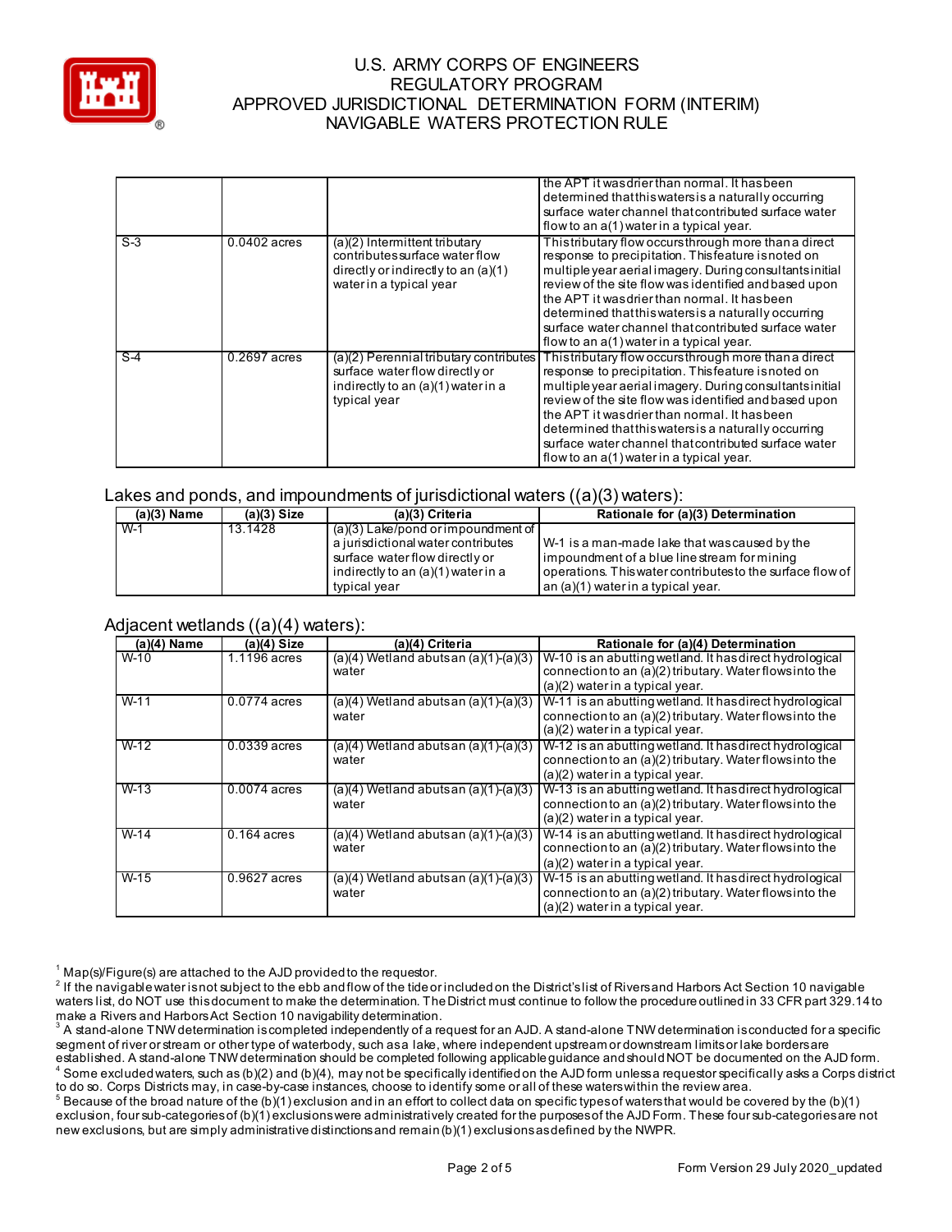| | | | the APT it was drier than normal. It has been determined that this waters is a naturally occurring surface water channel that contributed surface water flow to an a(1) water in a typical year. |
|---|---|---|---|
| S-3 | 0.0402 acres | (a)(2) Intermittent tributary contributes surface water flow directly or indirectly to an (a)(1) water in a typical year | This tributary flow occurs through more than a direct response to precipitation. This feature is noted on multiple year aerial imagery. During consultants initial review of the site flow was identified and based upon the APT it was drier than normal. It has been determined that this waters is a naturally occurring surface water channel that contributed surface water flow to an a(1) water in a typical year. |
| S-4 | 0.2697 acres | (a)(2) Perennial tributary contributes surface water flow directly or indirectly to an (a)(1) water in a typical year | This tributary flow occurs through more than a direct response to precipitation. This feature is noted on multiple year aerial imagery. During consultants initial review of the site flow was identified and based upon the APT it was drier than normal. It has been determined that this waters is a naturally occurring surface water channel that contributed surface water flow to an a(1) water in a typical year. |

## Lakes and ponds, and impoundments of jurisdictional waters ((a)(3) waters):

| (a)(3) Name | (a)(3) Size | (a)(3) Criteria | Rationale for (a)(3) Determination |
|---|---|---|---|
| W-1 | 13.1428 | (a)(3) Lake/pond or impoundment of a jurisdictional water contributes surface water flow directly or indirectly to an (a)(1) water in a typical year | W-1 is a man-made lake that was caused by the impoundment of a blue line stream for mining operations. This water contributes to the surface flow of an (a)(1) water in a typical year. |

## Adjacent wetlands ((a)(4) waters):

| (a)(4) Name | (a)(4) Size | (a)(4) Criteria | Rationale for (a)(4) Determination |
|---|---|---|---|
| W-10 | 1.1196 acres | (a)(4) Wetland abuts an (a)(1)-(a)(3) water | W-10 is an abutting wetland. It has direct hydrological connection to an (a)(2) tributary. Water flows into the (a)(2) water in a typical year. |
| W-11 | 0.0774 acres | (a)(4) Wetland abuts an (a)(1)-(a)(3) water | W-11 is an abutting wetland. It has direct hydrological connection to an (a)(2) tributary. Water flows into the (a)(2) water in a typical year. |
| W-12 | 0.0339 acres | (a)(4) Wetland abuts an (a)(1)-(a)(3) water | W-12 is an abutting wetland. It has direct hydrological connection to an (a)(2) tributary. Water flows into the (a)(2) water in a typical year. |
| W-13 | 0.0074 acres | (a)(4) Wetland abuts an (a)(1)-(a)(3) water | W-13 is an abutting wetland. It has direct hydrological connection to an (a)(2) tributary. Water flows into the (a)(2) water in a typical year. |
| W-14 | 0.164 acres | (a)(4) Wetland abuts an (a)(1)-(a)(3) water | W-14 is an abutting wetland. It has direct hydrological connection to an (a)(2) tributary. Water flows into the (a)(2) water in a typical year. |
| W-15 | 0.9627 acres | (a)(4) Wetland abuts an (a)(1)-(a)(3) water | W-15 is an abutting wetland. It has direct hydrological connection to an (a)(2) tributary. Water flows into the (a)(2) water in a typical year. |

[1] Map(s)/Figure(s) are attached to the AJD provided to the requestor.
[2] If the navigable water is not subject to the ebb and flow of the tide or included on the District's list of Rivers and Harbors Act Section 10 navigable waters list, do NOT use this document to make the determination. The District must continue to follow the procedure outlined in 33 CFR part 329.14 to make a Rivers and Harbors Act Section 10 navigability determination.
[3] A stand-alone TNW determination is completed independently of a request for an AJD. A stand-alone TNW determination is conducted for a specific segment of river or stream or other type of waterbody, such as a lake, where independent upstream or downstream limits or lake borders are established. A stand-alone TNW determination should be completed following applicable guidance and should NOT be documented on the AJD form.
[4] Some excluded waters, such as (b)(2) and (b)(4), may not be specifically identified on the AJD form unless a requestor specifically asks a Corps district to do so. Corps Districts may, in case-by-case instances, choose to identify some or all of these waters within the review area.
[5] Because of the broad nature of the (b)(1) exclusion and in an effort to collect data on specific types of waters that would be covered by the (b)(1) exclusion, four sub-categories of (b)(1) exclusions were administratively created for the purposes of the AJD Form. These four sub-categories are not new exclusions, but are simply administrative distinctions and remain (b)(1) exclusions as defined by the NWPR.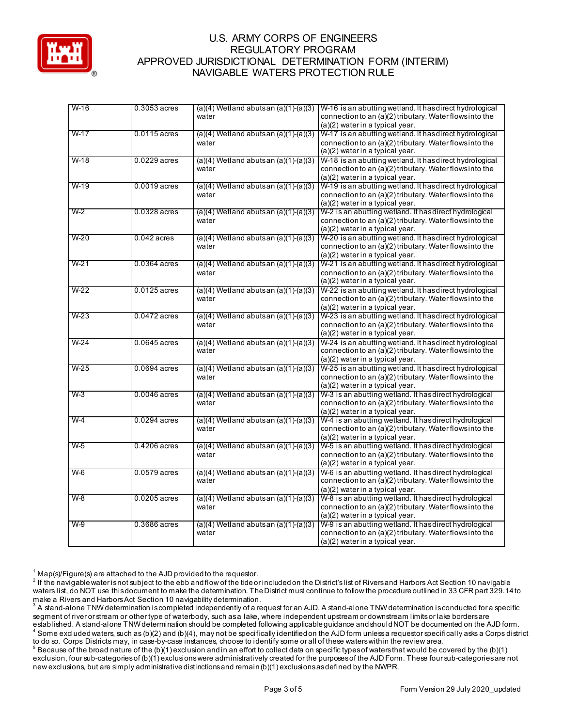# U.S. ARMY CORPS OF ENGINEERS
## REGULATORY PROGRAM
## APPROVED JURISDICTIONAL DETERMINATION FORM (INTERIM)
## NAVIGABLE WATERS PROTECTION RULE

| | | | |
|---|---|---|---|
| W-16 | 0.3053 acres | (a)(4) Wetland abuts an (a)(1)-(a)(3) water | W-16 is an abutting wetland. It has direct hydrological connection to an (a)(2) tributary. Water flows into the (a)(2) water in a typical year. |
| W-17 | 0.0115 acres | (a)(4) Wetland abuts an (a)(1)-(a)(3) water | W-17 is an abutting wetland. It has direct hydrological connection to an (a)(2) tributary. Water flows into the (a)(2) water in a typical year. |
| W-18 | 0.0229 acres | (a)(4) Wetland abuts an (a)(1)-(a)(3) water | W-18 is an abutting wetland. It has direct hydrological connection to an (a)(2) tributary. Water flows into the (a)(2) water in a typical year. |
| W-19 | 0.0019 acres | (a)(4) Wetland abuts an (a)(1)-(a)(3) water | W-19 is an abutting wetland. It has direct hydrological connection to an (a)(2) tributary. Water flows into the (a)(2) water in a typical year. |
| W-2 | 0.0328 acres | (a)(4) Wetland abuts an (a)(1)-(a)(3) water | W-2 is an abutting wetland. It has direct hydrological connection to an (a)(2) tributary. Water flows into the (a)(2) water in a typical year. |
| W-20 | 0.042 acres | (a)(4) Wetland abuts an (a)(1)-(a)(3) water | W-20 is an abutting wetland. It has direct hydrological connection to an (a)(2) tributary. Water flows into the (a)(2) water in a typical year. |
| W-21 | 0.0364 acres | (a)(4) Wetland abuts an (a)(1)-(a)(3) water | W-21 is an abutting wetland. It has direct hydrological connection to an (a)(2) tributary. Water flows into the (a)(2) water in a typical year. |
| W-22 | 0.0125 acres | (a)(4) Wetland abuts an (a)(1)-(a)(3) water | W-22 is an abutting wetland. It has direct hydrological connection to an (a)(2) tributary. Water flows into the (a)(2) water in a typical year. |
| W-23 | 0.0472 acres | (a)(4) Wetland abuts an (a)(1)-(a)(3) water | W-23 is an abutting wetland. It has direct hydrological connection to an (a)(2) tributary. Water flows into the (a)(2) water in a typical year. |
| W-24 | 0.0645 acres | (a)(4) Wetland abuts an (a)(1)-(a)(3) water | W-24 is an abutting wetland. It has direct hydrological connection to an (a)(2) tributary. Water flows into the (a)(2) water in a typical year. |
| W-25 | 0.0694 acres | (a)(4) Wetland abuts an (a)(1)-(a)(3) water | W-25 is an abutting wetland. It has direct hydrological connection to an (a)(2) tributary. Water flows into the (a)(2) water in a typical year. |
| W-3 | 0.0046 acres | (a)(4) Wetland abuts an (a)(1)-(a)(3) water | W-3 is an abutting wetland. It has direct hydrological connection to an (a)(2) tributary. Water flows into the (a)(2) water in a typical year. |
| W-4 | 0.0294 acres | (a)(4) Wetland abuts an (a)(1)-(a)(3) water | W-4 is an abutting wetland. It has direct hydrological connection to an (a)(2) tributary. Water flows into the (a)(2) water in a typical year. |
| W-5 | 0.4206 acres | (a)(4) Wetland abuts an (a)(1)-(a)(3) water | W-5 is an abutting wetland. It has direct hydrological connection to an (a)(2) tributary. Water flows into the (a)(2) water in a typical year. |
| W-6 | 0.0579 acres | (a)(4) Wetland abuts an (a)(1)-(a)(3) water | W-6 is an abutting wetland. It has direct hydrological connection to an (a)(2) tributary. Water flows into the (a)(2) water in a typical year. |
| W-8 | 0.0205 acres | (a)(4) Wetland abuts an (a)(1)-(a)(3) water | W-8 is an abutting wetland. It has direct hydrological connection to an (a)(2) tributary. Water flows into the (a)(2) water in a typical year. |
| W-9 | 0.3686 acres | (a)(4) Wetland abuts an (a)(1)-(a)(3) water | W-9 is an abutting wetland. It has direct hydrological connection to an (a)(2) tributary. Water flows into the (a)(2) water in a typical year. |

[1] Map(s)/Figure(s) are attached to the AJD provided to the requestor.
[2] If the navigable water is not subject to the ebb and flow of the tide or included on the District's list of Rivers and Harbors Act Section 10 navigable waters list, do NOT use this document to make the determination. The District must continue to follow the procedure outlined in 33 CFR part 329.14 to make a Rivers and Harbors Act Section 10 navigability determination.
[3] A stand-alone TNW determination is completed independently of a request for an AJD. A stand-alone TNW determination is conducted for a specific segment of river or stream or other type of waterbody, such as a lake, where independent upstream or downstream limits or lake borders are established. A stand-alone TNW determination should be completed following applicable guidance and should NOT be documented on the AJD form.
[4] Some excluded waters, such as (b)(2) and (b)(4), may not be specifically identified on the AJD form unless a requestor specifically asks a Corps district to do so. Corps Districts may, in case-by-case instances, choose to identify some or all of these waters within the review area.
[5] Because of the broad nature of the (b)(1) exclusion and in an effort to collect data on specific types of waters that would be covered by the (b)(1) exclusion, four sub-categories of (b)(1) exclusions were administratively created for the purposes of the AJD Form. These four sub-categories are not new exclusions, but are simply administrative distinctions and remain (b)(1) exclusions as defined by the NWPR.

Form Version 29 July 2020_updated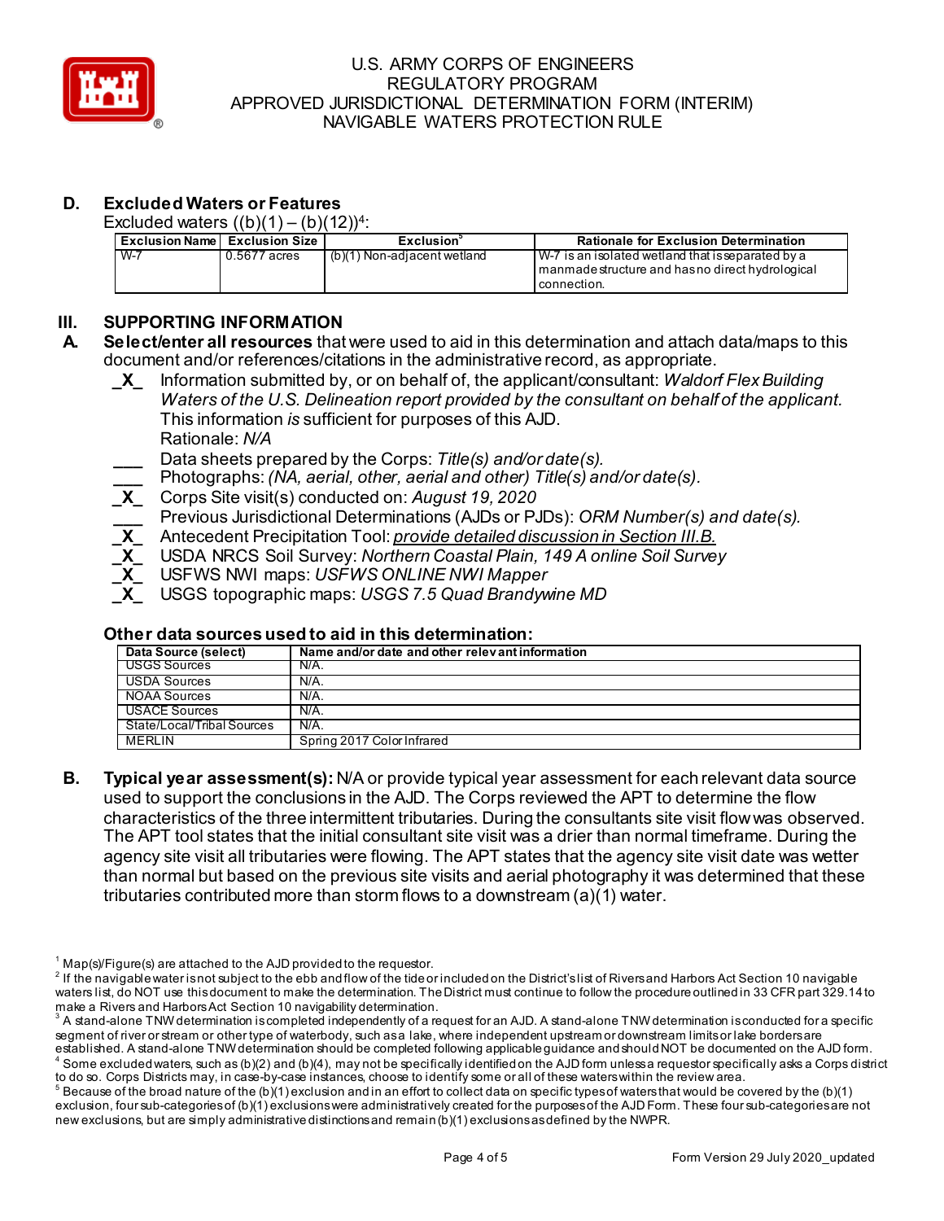U.S. ARMY CORPS OF ENGINEERS
REGULATORY PROGRAM
APPROVED JURISDICTIONAL DETERMINATION FORM (INTERIM)
NAVIGABLE WATERS PROTECTION RULE

## D. Excluded Waters or Features

Excluded waters ((b)(1) – (b)(12))[4]:

| Exclusion Name | Exclusion Size | Exclusion[5] | Rationale for Exclusion Determination |
|---|---|---|---|
| W-7 | 0.5677 acres | (b)(1) Non-adjacent wetland | W-7 is an isolated wetland that is separated by a manmade structure and has no direct hydrological connection. |

## III. SUPPORTING INFORMATION

**A. Select/enter all resources** that were used to aid in this determination and attach data/maps to this document and/or references/citations in the administrative record, as appropriate.

- _X_ Information submitted by, or on behalf of, the applicant/consultant: *Waldorf Flex Building Waters of the U.S. Delineation report provided by the consultant on behalf of the applicant.* This information *is* sufficient for purposes of this AJD. Rationale: *N/A*
- ___ Data sheets prepared by the Corps: *Title(s) and/or date(s).*
- ___ Photographs: *(NA, aerial, other, aerial and other) Title(s) and/or date(s).*
- _X_ Corps Site visit(s) conducted on: *August 19, 2020*
- ___ Previous Jurisdictional Determinations (AJDs or PJDs): *ORM Number(s) and date(s).*
- _X_ Antecedent Precipitation Tool: *provide detailed discussion in Section III.B.*
- _X_ USDA NRCS Soil Survey: *Northern Coastal Plain, 149 A online Soil Survey*
- _X_ USFWS NWI maps: *USFWS ONLINE NWI Mapper*
- _X_ USGS topographic maps: *USGS 7.5 Quad Brandywine MD*

### Other data sources used to aid in this determination:

| Data Source (select) | Name and/or date and other relevant information |
|---|---|
| USGS Sources | N/A. |
| USDA Sources | N/A. |
| NOAA Sources | N/A. |
| USACE Sources | N/A. |
| State/Local/Tribal Sources | N/A. |
| MERLIN | Spring 2017 Color Infrared |

**B. Typical year assessment(s):** N/A or provide typical year assessment for each relevant data source used to support the conclusions in the AJD. The Corps reviewed the APT to determine the flow characteristics of the three intermittent tributaries. During the consultants site visit flow was observed. The APT tool states that the initial consultant site visit was a drier than normal timeframe. During the agency site visit all tributaries were flowing. The APT states that the agency site visit date was wetter than normal but based on the previous site visits and aerial photography it was determined that these tributaries contributed more than storm flows to a downstream (a)(1) water.

---

[1] Map(s)/Figure(s) are attached to the AJD provided to the requestor.
[2] If the navigable water is not subject to the ebb and flow of the tide or included on the District's list of Rivers and Harbors Act Section 10 navigable waters list, do NOT use this document to make the determination. The District must continue to follow the procedure outlined in 33 CFR part 329.14 to make a Rivers and Harbors Act Section 10 navigability determination.
[3] A stand-alone TNW determination is completed independently of a request for an AJD. A stand-alone TNW determination is conducted for a specific segment of river or stream or other type of waterbody, such as a lake, where independent upstream or downstream limits or lake borders are established. A stand-alone TNW determination should be completed following applicable guidance and should NOT be documented on the AJD form.
[4] Some excluded waters, such as (b)(2) and (b)(4), may not be specifically identified on the AJD form unless a requestor specifically asks a Corps district to do so. Corps Districts may, in case-by-case instances, choose to identify some or all of these waters within the review area.
[5] Because of the broad nature of the (b)(1) exclusion and in an effort to collect data on specific types of waters that would be covered by the (b)(1) exclusion, four sub-categories of (b)(1) exclusions were administratively created for the purposes of the AJD Form. These four sub-categories are not new exclusions, but are simply administrative distinctions and remain (b)(1) exclusions as defined by the NWPR.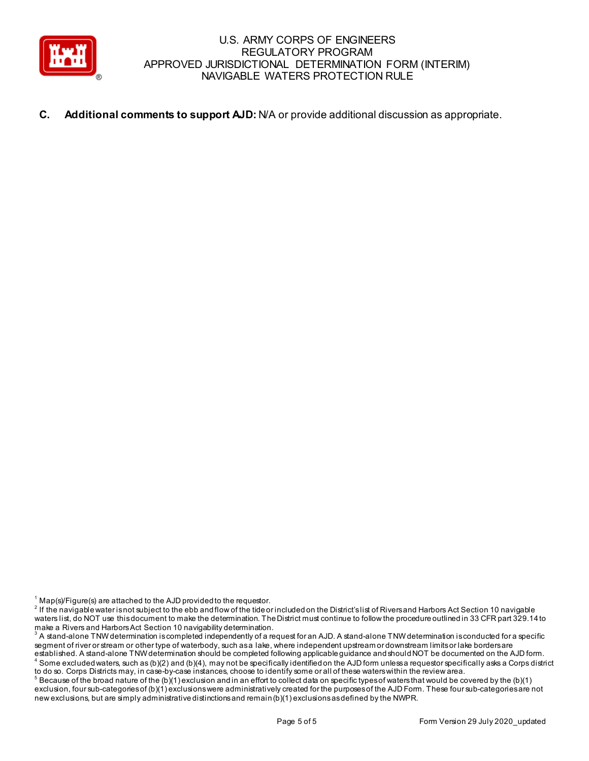**C. Additional comments to support AJD:** N/A or provide additional discussion as appropriate.

[1] Map(s)/Figure(s) are attached to the AJD provided to the requestor.

[2] If the navigable water is not subject to the ebb and flow of the tide or included on the District's list of Rivers and Harbors Act Section 10 navigable waters list, do NOT use this document to make the determination. The District must continue to follow the procedure outlined in 33 CFR part 329.14 to make a Rivers and Harbors Act Section 10 navigability determination.

[3] A stand-alone TNW determination is completed independently of a request for an AJD. A stand-alone TNW determination is conducted for a specific segment of river or stream or other type of waterbody, such as a lake, where independent upstream or downstream limits or lake borders are established. A stand-alone TNW determination should be completed following applicable guidance and should NOT be documented on the AJD form.

[4] Some excluded waters, such as (b)(2) and (b)(4), may not be specifically identified on the AJD form unless a requestor specifically asks a Corps district to do so. Corps Districts may, in case-by-case instances, choose to identify some or all of these waters within the review area.

[5] Because of the broad nature of the (b)(1) exclusion and in an effort to collect data on specific types of waters that would be covered by the (b)(1) exclusion, four sub-categories of (b)(1) exclusions were administratively created for the purposes of the AJD Form. These four sub-categories are not new exclusions, but are simply administrative distinctions and remain (b)(1) exclusions as defined by the NWPR.

Form Version 29 July 2020_updated